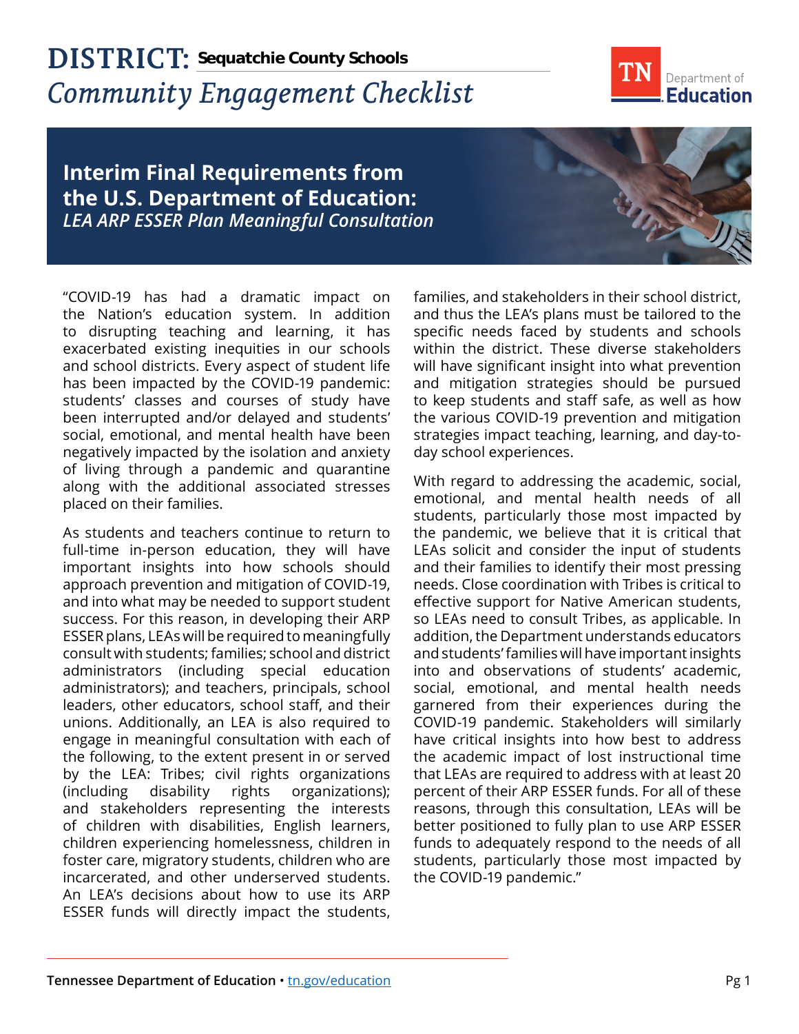# DISTRICT: Sequatchie County Schools

## *Community Engagement Checklist*

## Interim Final Requirements from the U.S. Department of Education:

### *LEA ARP ESSER Plan Meaningful Consultation*

"COVID-19 has had a dramatic impact on the Nation's education system. In addition to disrupting teaching and learning, it has exacerbated existing inequities in our schools and school districts. Every aspect of student life has been impacted by the COVID-19 pandemic: students' classes and courses of study have been interrupted and/or delayed and students' social, emotional, and mental health have been negatively impacted by the isolation and anxiety of living through a pandemic and quarantine along with the additional associated stresses placed on their families.

As students and teachers continue to return to full-time in-person education, they will have important insights into how schools should approach prevention and mitigation of COVID-19, and into what may be needed to support student success. For this reason, in developing their ARP ESSER plans, LEAs will be required to meaningfully consult with students; families; school and district administrators (including special education administrators); and teachers, principals, school leaders, other educators, school staff, and their unions. Additionally, an LEA is also required to engage in meaningful consultation with each of the following, to the extent present in or served by the LEA: Tribes; civil rights organizations (including disability rights organizations); and stakeholders representing the interests of children with disabilities, English learners, children experiencing homelessness, children in foster care, migratory students, children who are incarcerated, and other underserved students. An LEA's decisions about how to use its ARP ESSER funds will directly impact the students, families, and stakeholders in their school district, and thus the LEA's plans must be tailored to the specific needs faced by students and schools within the district. These diverse stakeholders will have significant insight into what prevention and mitigation strategies should be pursued to keep students and staff safe, as well as how the various COVID-19 prevention and mitigation strategies impact teaching, learning, and day-to-day school experiences.

With regard to addressing the academic, social, emotional, and mental health needs of all students, particularly those most impacted by the pandemic, we believe that it is critical that LEAs solicit and consider the input of students and their families to identify their most pressing needs. Close coordination with Tribes is critical to effective support for Native American students, so LEAs need to consult Tribes, as applicable. In addition, the Department understands educators and students' families will have important insights into and observations of students' academic, social, emotional, and mental health needs garnered from their experiences during the COVID-19 pandemic. Stakeholders will similarly have critical insights into how best to address the academic impact of lost instructional time that LEAs are required to address with at least 20 percent of their ARP ESSER funds. For all of these reasons, through this consultation, LEAs will be better positioned to fully plan to use ARP ESSER funds to adequately respond to the needs of all students, particularly those most impacted by the COVID-19 pandemic."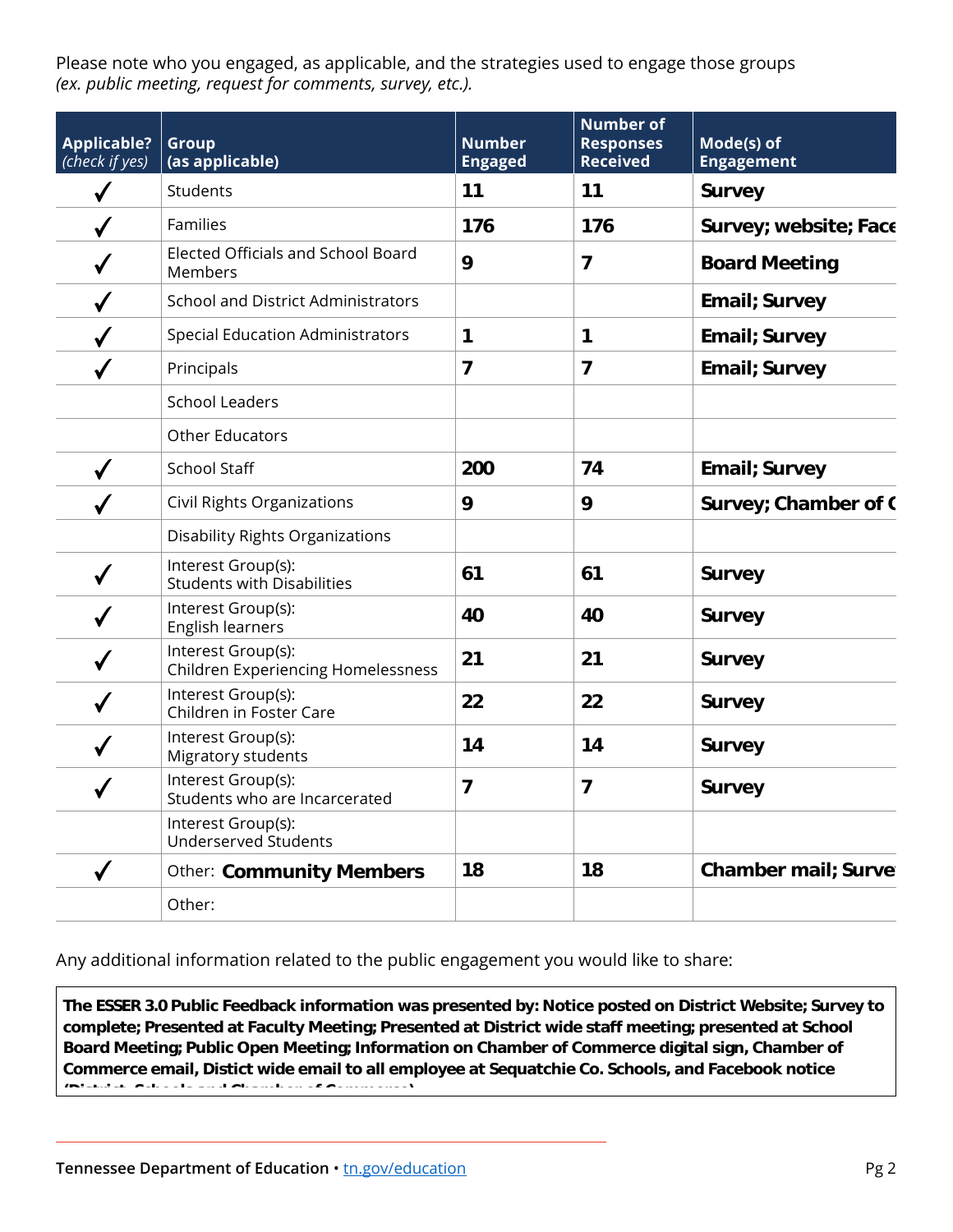Please note who you engaged, as applicable, and the strategies used to engage those groups *(ex. public meeting, request for comments, survey, etc.).*

| **Applicable?** *(check if yes)* | **Group (as applicable)** | **Number Engaged** | **Number of Responses Received** | **Mode(s) of Engagement** |
|---|---|---|---|---|
| ✓ | Students | **11** | **11** | **Survey** |
| ✓ | Families | **176** | **176** | **Survey; website; Face** |
| ✓ | Elected Officials and School Board Members | **9** | **7** | **Board Meeting** |
| ✓ | School and District Administrators | | | **Email; Survey** |
| ✓ | Special Education Administrators | **1** | **1** | **Email; Survey** |
| ✓ | Principals | **7** | **7** | **Email; Survey** |
| | School Leaders | | | |
| | Other Educators | | | |
| ✓ | School Staff | **200** | **74** | **Email; Survey** |
| ✓ | Civil Rights Organizations | **9** | **9** | **Survey; Chamber of C** |
| | Disability Rights Organizations | | | |
| ✓ | Interest Group(s): Students with Disabilities | **61** | **61** | **Survey** |
| ✓ | Interest Group(s): English learners | **40** | **40** | **Survey** |
| ✓ | Interest Group(s): Children Experiencing Homelessness | **21** | **21** | **Survey** |
| ✓ | Interest Group(s): Children in Foster Care | **22** | **22** | **Survey** |
| ✓ | Interest Group(s): Migratory students | **14** | **14** | **Survey** |
| ✓ | Interest Group(s): Students who are Incarcerated | **7** | **7** | **Survey** |
| | Interest Group(s): Underserved Students | | | |
| ✓ | Other: **Community Members** | **18** | **18** | **Chamber mail; Surve** |
| | Other: | | | |

Any additional information related to the public engagement you would like to share:

**The ESSER 3.0 Public Feedback information was presented by: Notice posted on District Website; Survey to complete; Presented at Faculty Meeting; Presented at District wide staff meeting; presented at School Board Meeting; Public Open Meeting; Information on Chamber of Commerce digital sign, Chamber of Commerce email, Distict wide email to all employee at Sequatchie Co. Schools, and Facebook notice (District, Schools and Chamber of Commerce)**